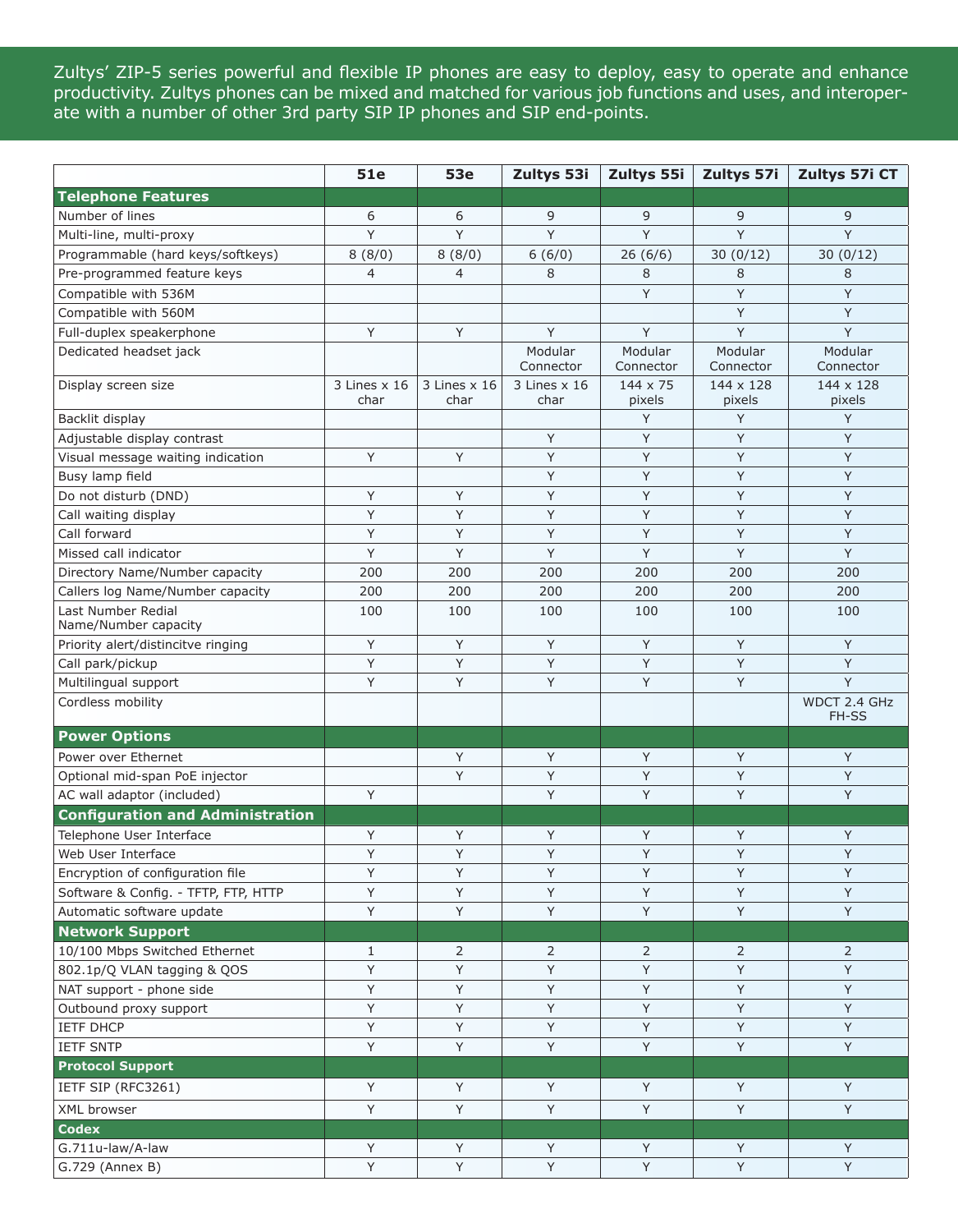Zultys' ZIP-5 series powerful and flexible IP phones are easy to deploy, easy to operate and enhance productivity. Zultys phones can be mixed and matched for various job functions and uses, and interoperate with a number of other 3rd party SIP IP phones and SIP end-points.

| | 51e | 53e | Zultys 53i | Zultys 55i | Zultys 57i | Zultys 57i CT |
|---|---|---|---|---|---|---|
| **Telephone Features** | | | | | | |
| Number of lines | 6 | 6 | 9 | 9 | 9 | 9 |
| Multi-line, multi-proxy | Y | Y | Y | Y | Y | Y |
| Programmable (hard keys/softkeys) | 8 (8/0) | 8 (8/0) | 6 (6/0) | 26 (6/6) | 30 (0/12) | 30 (0/12) |
| Pre-programmed feature keys | 4 | 4 | 8 | 8 | 8 | 8 |
| Compatible with 536M | | | | Y | Y | Y |
| Compatible with 560M | | | | | Y | Y |
| Full-duplex speakerphone | Y | Y | Y | Y | Y | Y |
| Dedicated headset jack | | | Modular Connector | Modular Connector | Modular Connector | Modular Connector |
| Display screen size | 3 Lines x 16 char | 3 Lines x 16 char | 3 Lines x 16 char | 144 x 75 pixels | 144 x 128 pixels | 144 x 128 pixels |
| Backlit display | | | | Y | Y | Y |
| Adjustable display contrast | | | Y | Y | Y | Y |
| Visual message waiting indication | Y | Y | Y | Y | Y | Y |
| Busy lamp field | | | Y | Y | Y | Y |
| Do not disturb (DND) | Y | Y | Y | Y | Y | Y |
| Call waiting display | Y | Y | Y | Y | Y | Y |
| Call forward | Y | Y | Y | Y | Y | Y |
| Missed call indicator | Y | Y | Y | Y | Y | Y |
| Directory Name/Number capacity | 200 | 200 | 200 | 200 | 200 | 200 |
| Callers log Name/Number capacity | 200 | 200 | 200 | 200 | 200 | 200 |
| Last Number Redial Name/Number capacity | 100 | 100 | 100 | 100 | 100 | 100 |
| Priority alert/distincitve ringing | Y | Y | Y | Y | Y | Y |
| Call park/pickup | Y | Y | Y | Y | Y | Y |
| Multilingual support | Y | Y | Y | Y | Y | Y |
| Cordless mobility | | | | | | WDCT 2.4 GHz FH-SS |
| **Power Options** | | | | | | |
| Power over Ethernet | | Y | Y | Y | Y | Y |
| Optional mid-span PoE injector | | Y | Y | Y | Y | Y |
| AC wall adaptor (included) | Y | | Y | Y | Y | Y |
| **Configuration and Administration** | | | | | | |
| Telephone User Interface | Y | Y | Y | Y | Y | Y |
| Web User Interface | Y | Y | Y | Y | Y | Y |
| Encryption of configuration file | Y | Y | Y | Y | Y | Y |
| Software & Config. - TFTP, FTP, HTTP | Y | Y | Y | Y | Y | Y |
| Automatic software update | Y | Y | Y | Y | Y | Y |
| **Network Support** | | | | | | |
| 10/100 Mbps Switched Ethernet | 1 | 2 | 2 | 2 | 2 | 2 |
| 802.1p/Q VLAN tagging & QOS | Y | Y | Y | Y | Y | Y |
| NAT support - phone side | Y | Y | Y | Y | Y | Y |
| Outbound proxy support | Y | Y | Y | Y | Y | Y |
| IETF DHCP | Y | Y | Y | Y | Y | Y |
| IETF SNTP | Y | Y | Y | Y | Y | Y |
| **Protocol Support** | | | | | | |
| IETF SIP (RFC3261) | Y | Y | Y | Y | Y | Y |
| XML browser | Y | Y | Y | Y | Y | Y |
| **Codex** | | | | | | |
| G.711u-law/A-law | Y | Y | Y | Y | Y | Y |
| G.729 (Annex B) | Y | Y | Y | Y | Y | Y |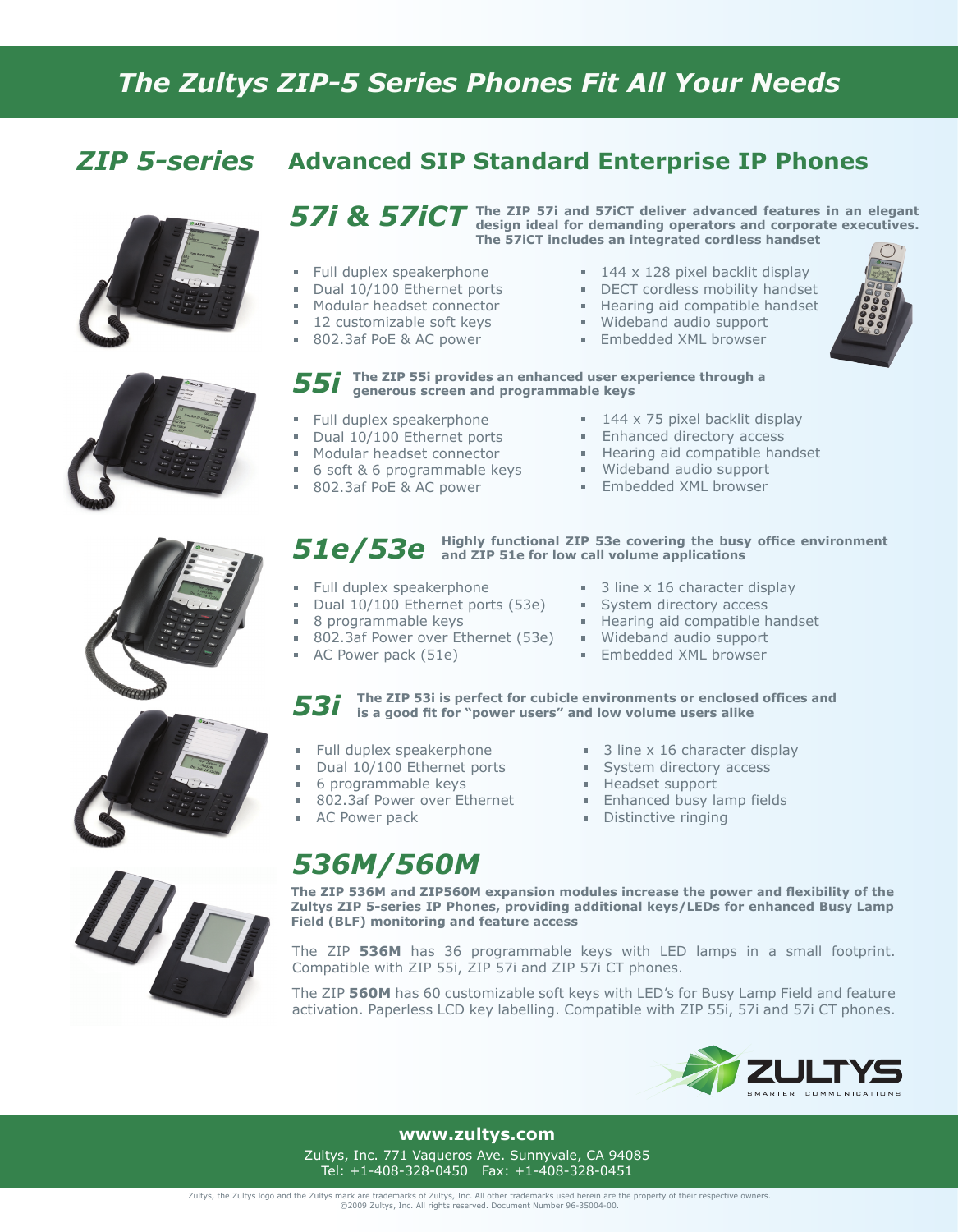# The Zultys ZIP-5 Series Phones Fit All Your Needs

## *ZIP 5-series* Advanced SIP Standard Enterprise IP Phones

### *57i & 57iCT*

**The ZIP 57i and 57iCT deliver advanced features in an elegant design ideal for demanding operators and corporate executives. The 57iCT includes an integrated cordless handset**

- Full duplex speakerphone
- Dual 10/100 Ethernet ports
- Modular headset connector
- 12 customizable soft keys
- 802.3af PoE & AC power
- 144 x 128 pixel backlit display
- DECT cordless mobility handset
- Hearing aid compatible handset
- Wideband audio support
- Embedded XML browser

### *55i*

**The ZIP 55i provides an enhanced user experience through a generous screen and programmable keys**

- Full duplex speakerphone
- Dual 10/100 Ethernet ports
- Modular headset connector
- 6 soft & 6 programmable keys
- 802.3af PoE & AC power
- 144 x 75 pixel backlit display
- Enhanced directory access
- Hearing aid compatible handset
- Wideband audio support
- Embedded XML browser

### *51e/53e*

**Highly functional ZIP 53e covering the busy office environment and ZIP 51e for low call volume applications**

- Full duplex speakerphone
- Dual 10/100 Ethernet ports (53e)
- 8 programmable keys
- 802.3af Power over Ethernet (53e)
- AC Power pack (51e)
- 3 line x 16 character display
- System directory access
- Hearing aid compatible handset
- Wideband audio support
- Embedded XML browser

### *53i*

**The ZIP 53i is perfect for cubicle environments or enclosed offices and is a good fit for "power users" and low volume users alike**

- Full duplex speakerphone
- Dual 10/100 Ethernet ports
- 6 programmable keys
- 802.3af Power over Ethernet
- AC Power pack
- 3 line x 16 character display
- System directory access
- Headset support
- Enhanced busy lamp fields
- Distinctive ringing

### *536M/560M*

**The ZIP 536M and ZIP560M expansion modules increase the power and flexibility of the Zultys ZIP 5-series IP Phones, providing additional keys/LEDs for enhanced Busy Lamp Field (BLF) monitoring and feature access**

The ZIP **536M** has 36 programmable keys with LED lamps in a small footprint. Compatible with ZIP 55i, ZIP 57i and ZIP 57i CT phones.

The ZIP **560M** has 60 customizable soft keys with LED's for Busy Lamp Field and feature activation. Paperless LCD key labelling. Compatible with ZIP 55i, 57i and 57i CT phones.

ZULTYS
SMARTER COMMUNICATIONS

**www.zultys.com**

Zultys, Inc. 771 Vaqueros Ave. Sunnyvale, CA 94085
Tel: +1-408-328-0450 Fax: +1-408-328-0451

Zultys, the Zultys logo and the Zultys mark are trademarks of Zultys, Inc. All other trademarks used herein are the property of their respective owners.
©2009 Zultys, Inc. All rights reserved. Document Number 96-35004-00.